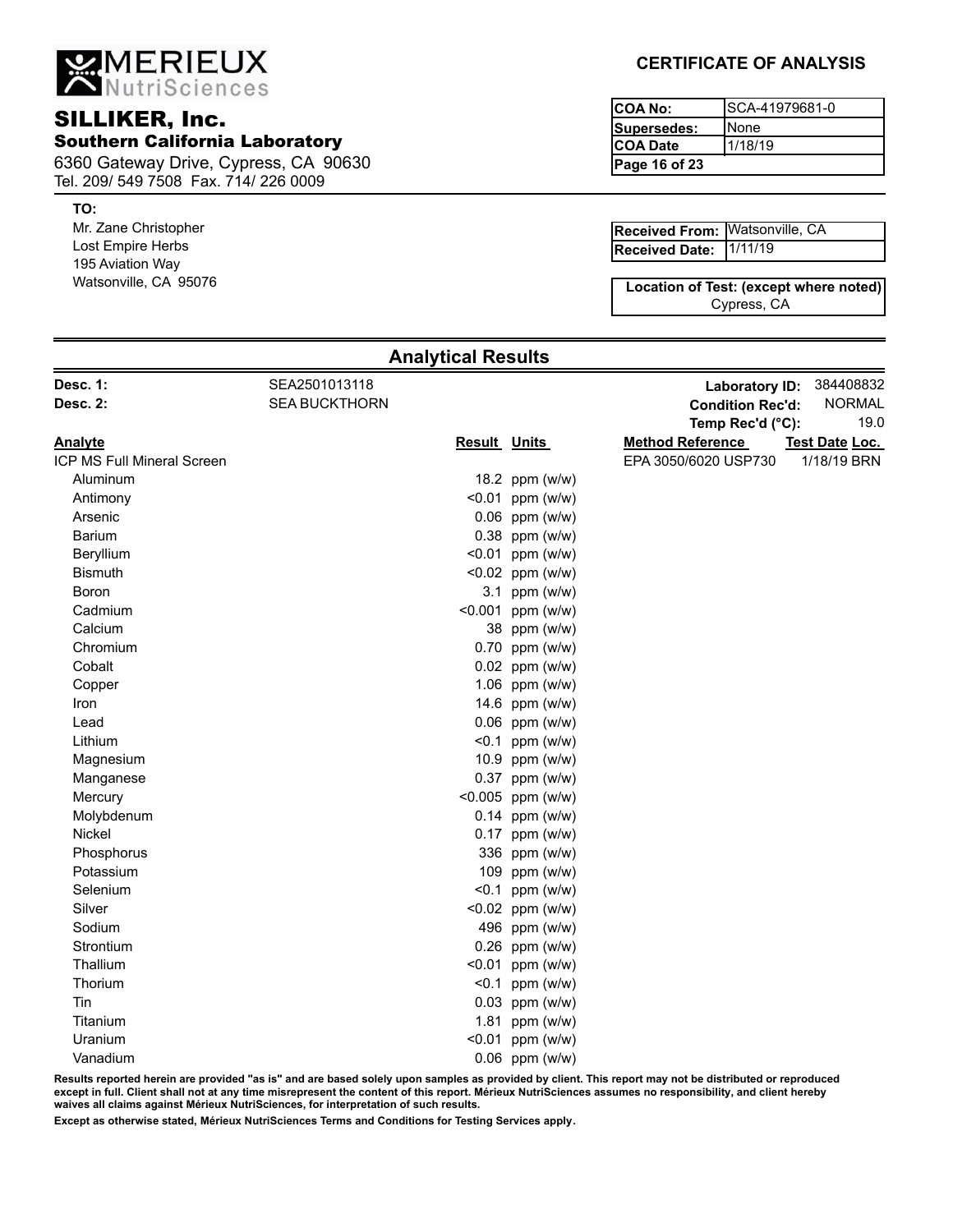# MERIEUX NutriSciences

## SILLIKER, Inc.
### Southern California Laboratory

6360 Gateway Drive, Cypress, CA 90630
Tel. 209/ 549 7508 Fax. 714/ 226 0009

**CERTIFICATE OF ANALYSIS**

| | |
|---|---|
| **COA No:** | SCA-41979681-0 |
| **Supersedes:** | None |
| **COA Date** | 1/18/19 |
| **Page 16 of 23** | |

**TO:**
Mr. Zane Christopher
Lost Empire Herbs
195 Aviation Way
Watsonville, CA 95076

| | |
|---|---|
| **Received From:** | Watsonville, CA |
| **Received Date:** | 1/11/19 |

**Location of Test: (except where noted)**
Cypress, CA

## Analytical Results

**Desc. 1:** SEA2501013118
**Desc. 2:** SEA BUCKTHORN

**Laboratory ID:** 384408832
**Condition Rec'd:** NORMAL
**Temp Rec'd (°C):** 19.0

| Analyte | Result | Units | Method Reference | Test Date | Loc. |
|---|---|---|---|---|---|
| ICP MS Full Mineral Screen | | | EPA 3050/6020 USP730 | 1/18/19 | BRN |
| Aluminum | 18.2 | ppm (w/w) | | | |
| Antimony | <0.01 | ppm (w/w) | | | |
| Arsenic | 0.06 | ppm (w/w) | | | |
| Barium | 0.38 | ppm (w/w) | | | |
| Beryllium | <0.01 | ppm (w/w) | | | |
| Bismuth | <0.02 | ppm (w/w) | | | |
| Boron | 3.1 | ppm (w/w) | | | |
| Cadmium | <0.001 | ppm (w/w) | | | |
| Calcium | 38 | ppm (w/w) | | | |
| Chromium | 0.70 | ppm (w/w) | | | |
| Cobalt | 0.02 | ppm (w/w) | | | |
| Copper | 1.06 | ppm (w/w) | | | |
| Iron | 14.6 | ppm (w/w) | | | |
| Lead | 0.06 | ppm (w/w) | | | |
| Lithium | <0.1 | ppm (w/w) | | | |
| Magnesium | 10.9 | ppm (w/w) | | | |
| Manganese | 0.37 | ppm (w/w) | | | |
| Mercury | <0.005 | ppm (w/w) | | | |
| Molybdenum | 0.14 | ppm (w/w) | | | |
| Nickel | 0.17 | ppm (w/w) | | | |
| Phosphorus | 336 | ppm (w/w) | | | |
| Potassium | 109 | ppm (w/w) | | | |
| Selenium | <0.1 | ppm (w/w) | | | |
| Silver | <0.02 | ppm (w/w) | | | |
| Sodium | 496 | ppm (w/w) | | | |
| Strontium | 0.26 | ppm (w/w) | | | |
| Thallium | <0.01 | ppm (w/w) | | | |
| Thorium | <0.1 | ppm (w/w) | | | |
| Tin | 0.03 | ppm (w/w) | | | |
| Titanium | 1.81 | ppm (w/w) | | | |
| Uranium | <0.01 | ppm (w/w) | | | |
| Vanadium | 0.06 | ppm (w/w) | | | |

**Results reported herein are provided "as is" and are based solely upon samples as provided by client. This report may not be distributed or reproduced except in full. Client shall not at any time misrepresent the content of this report. Mérieux NutriSciences assumes no responsibility, and client hereby waives all claims against Mérieux NutriSciences, for interpretation of such results.**

**Except as otherwise stated, Mérieux NutriSciences Terms and Conditions for Testing Services apply.**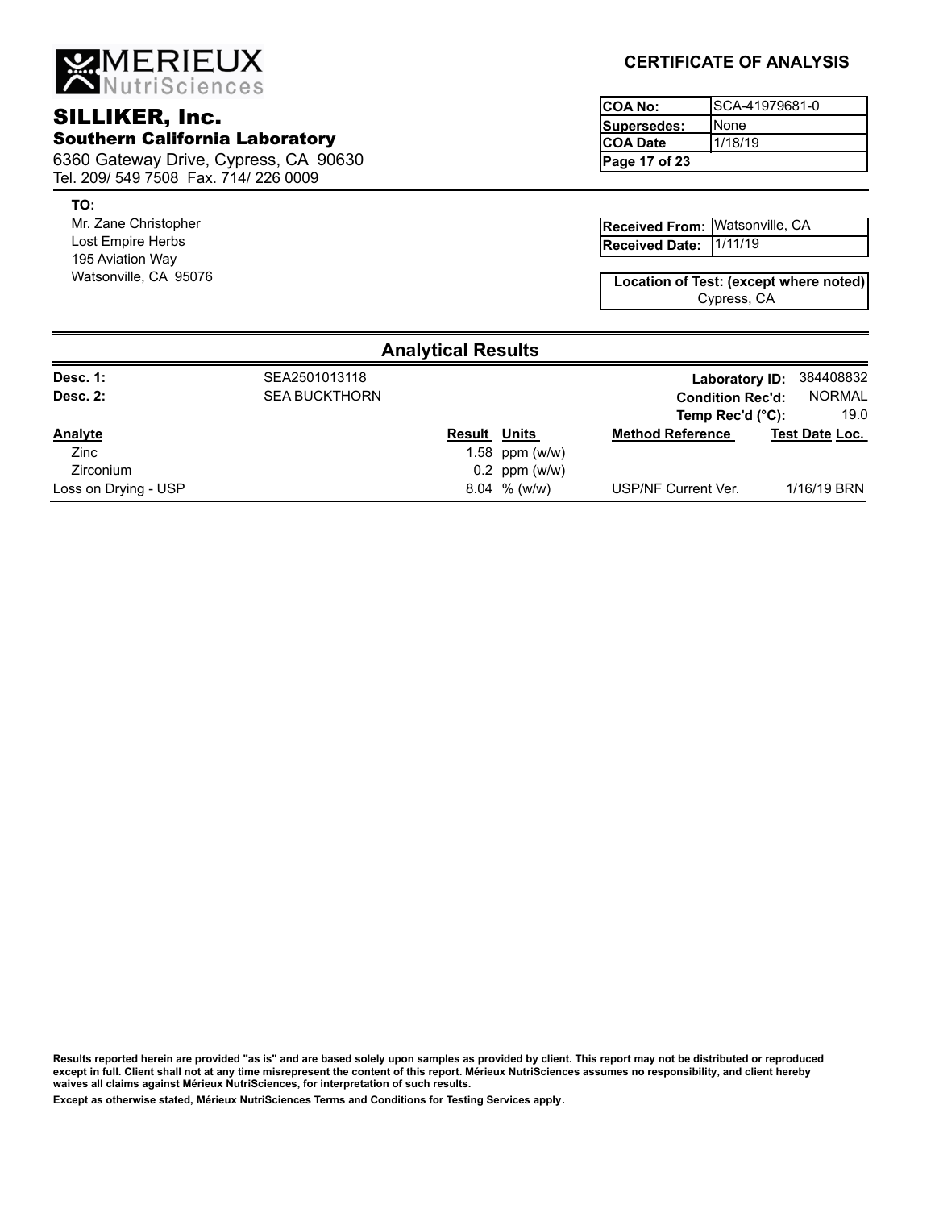**MERIEUX NutriSciences**

## SILLIKER, Inc.

### Southern California Laboratory

6360 Gateway Drive, Cypress, CA 90630
Tel. 209/ 549 7508 Fax. 714/ 226 0009

## CERTIFICATE OF ANALYSIS

| | |
|---|---|
| **COA No:** | SCA-41979681-0 |
| **Supersedes:** | None |
| **COA Date** | 1/18/19 |
| **Page 17 of 23** | |

**TO:**
Mr. Zane Christopher
Lost Empire Herbs
195 Aviation Way
Watsonville, CA 95076

| | |
|---|---|
| **Received From:** | Watsonville, CA |
| **Received Date:** | 1/11/19 |

**Location of Test: (except where noted)**
Cypress, CA

## Analytical Results

**Desc. 1:** SEA2501013118
**Desc. 2:** SEA BUCKTHORN

**Laboratory ID:** 384408832
**Condition Rec'd:** NORMAL
**Temp Rec'd (°C):** 19.0

| Analyte | Result | Units | Method Reference | Test Date | Loc. |
|---|---|---|---|---|---|
| Zinc | 1.58 | ppm (w/w) | | | |
| Zirconium | 0.2 | ppm (w/w) | | | |
| Loss on Drying - USP | 8.04 | % (w/w) | USP/NF Current Ver. | 1/16/19 | BRN |

**Results reported herein are provided "as is" and are based solely upon samples as provided by client. This report may not be distributed or reproduced except in full. Client shall not at any time misrepresent the content of this report. Mérieux NutriSciences assumes no responsibility, and client hereby waives all claims against Mérieux NutriSciences, for interpretation of such results.**

**Except as otherwise stated, Mérieux NutriSciences Terms and Conditions for Testing Services apply.**